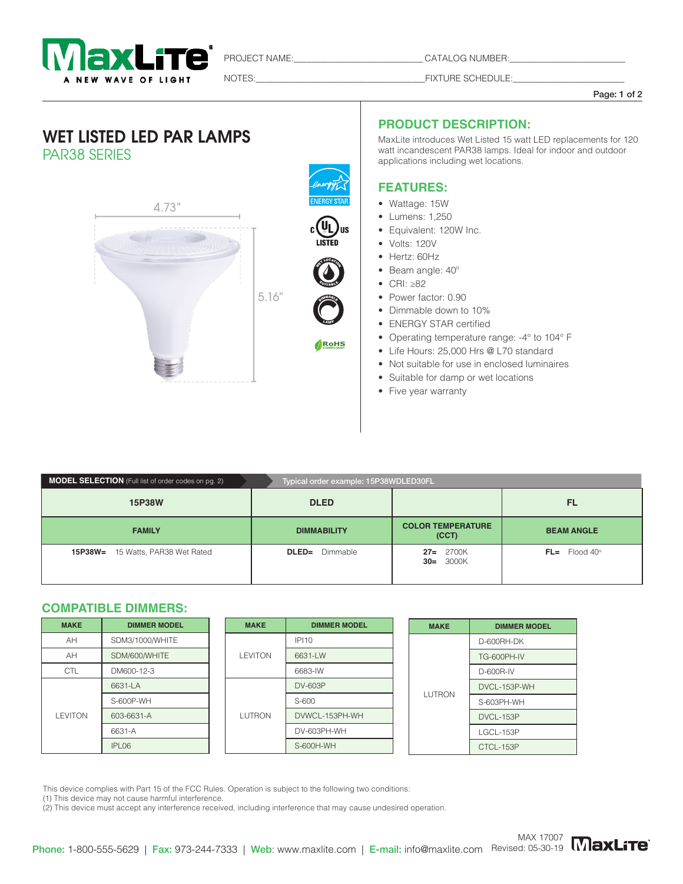PROJECT NAME:_______________ CATALOG NUMBER:_______________

NOTES:_______________ FIXTURE SCHEDULE:_______________

# WET LISTED LED PAR LAMPS

## PAR38 SERIES

4.73"

5.16"

ENERGY STAR

c UL us LISTED

WET LOCATION SUITABLE

DIMMABLE LAMP

RoHS COMPLIANT

## PRODUCT DESCRIPTION:

MaxLite introduces Wet Listed 15 watt LED replacements for 120 watt incandescent PAR38 lamps. Ideal for indoor and outdoor applications including wet locations.

## FEATURES:

- Wattage: 15W
- Lumens: 1,250
- Equivalent: 120W Inc.
- Volts: 120V
- Hertz: 60Hz
- Beam angle: 40°
- CRI: ≥82
- Power factor: 0.90
- Dimmable down to 10%
- ENERGY STAR certified
- Operating temperature range: -4° to 104° F
- Life Hours: 25,000 Hrs @ L70 standard
- Not suitable for use in enclosed luminaires
- Suitable for damp or wet locations
- Five year warranty

**MODEL SELECTION** (Full list of order codes on pg. 2) — Typical order example: 15P38WDLED30FL

| 15P38W | DLED | | FL |
|---|---|---|---|
| **FAMILY** | **DIMMABILITY** | **COLOR TEMPERATURE (CCT)** | **BEAM ANGLE** |
| **15P38W=** 15 Watts, PAR38 Wet Rated | **DLED=** Dimmable | **27=** 2700K<br>**30=** 3000K | **FL=** Flood 40° |

## COMPATIBLE DIMMERS:

| MAKE | DIMMER MODEL |
|---|---|
| AH | SDM3/1000/WHITE |
| AH | SDM/600/WHITE |
| CTL | DM600-12-3 |
| LEVITON | 6631-LA |
| LEVITON | S-600P-WH |
| LEVITON | 603-6631-A |
| LEVITON | 6631-A |
| LEVITON | IPL06 |

| MAKE | DIMMER MODEL |
|---|---|
| LEVITON | IPI10 |
| LEVITON | 6631-LW |
| LEVITON | 6683-IW |
| LUTRON | DV-603P |
| LUTRON | S-600 |
| LUTRON | DVWCL-153PH-WH |
| LUTRON | DV-603PH-WH |
| LUTRON | S-600H-WH |

| MAKE | DIMMER MODEL |
|---|---|
| LUTRON | D-600RH-DK |
| LUTRON | TG-600PH-IV |
| LUTRON | D-600R-IV |
| LUTRON | DVCL-153P-WH |
| LUTRON | S-603PH-WH |
| LUTRON | DVCL-153P |
| LUTRON | LGCL-153P |
| LUTRON | CTCL-153P |

This device complies with Part 15 of the FCC Rules. Operation is subject to the following two conditions:
(1) This device may not cause harmful interference.
(2) This device must accept any interference received, including interference that may cause undesired operation.

**Phone:** 1-800-555-5629 | **Fax:** 973-244-7333 | **Web:** www.maxlite.com | **E-mail:** info@maxlite.com

MAX 17007
Revised: 05-30-19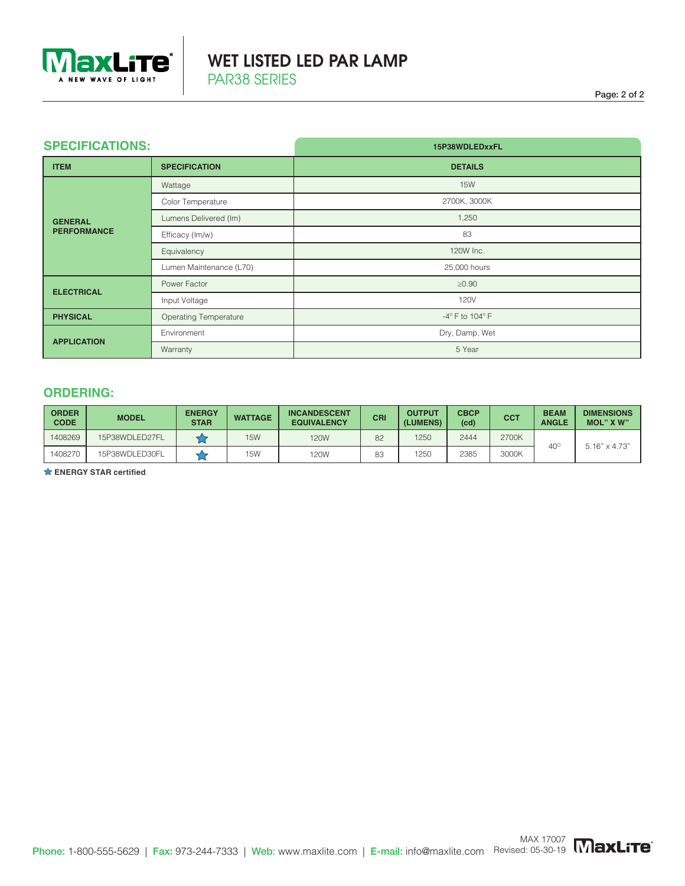## SPECIFICATIONS:

| ITEM | SPECIFICATION | DETAILS |
|---|---|---|
| | | 15P38WDLEDxxFL |
| GENERAL PERFORMANCE | Wattage | 15W |
| | Color Temperature | 2700K, 3000K |
| | Lumens Delivered (lm) | 1,250 |
| | Efficacy (lm/w) | 83 |
| | Equivalency | 120W Inc. |
| | Lumen Maintenance (L70) | 25,000 hours |
| ELECTRICAL | Power Factor | ≥0.90 |
| | Input Voltage | 120V |
| PHYSICAL | Operating Temperature | -4° F to 104° F |
| APPLICATION | Environment | Dry, Damp, Wet |
| | Warranty | 5 Year |

## ORDERING:

| ORDER CODE | MODEL | ENERGY STAR | WATTAGE | INCANDESCENT EQUIVALENCY | CRI | OUTPUT (LUMENS) | CBCP (cd) | CCT | BEAM ANGLE | DIMENSIONS MOL" X W" |
|---|---|---|---|---|---|---|---|---|---|---|
| 1408269 | 15P38WDLED27FL | ★ | 15W | 120W | 82 | 1250 | 2444 | 2700K | 40° | 5.16" x 4.73" |
| 1408270 | 15P38WDLED30FL | ★ | 15W | 120W | 83 | 1250 | 2385 | 3000K | | |

★ **ENERGY STAR certified**

Phone: 1-800-555-5629 | Fax: 973-244-7333 | Web: www.maxlite.com | E-mail: info@maxlite.com

MAX 17007
Revised: 05-30-19